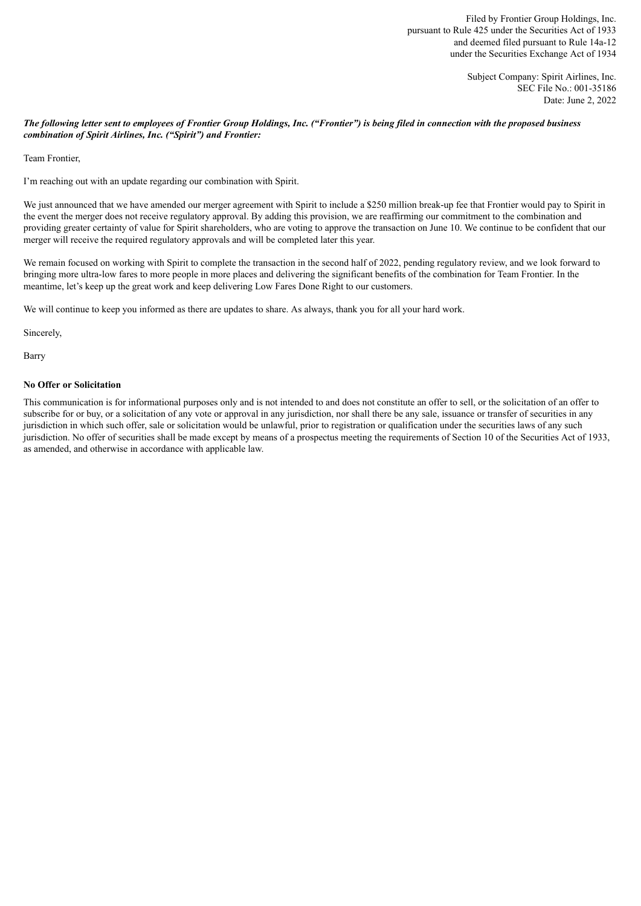Filed by Frontier Group Holdings, Inc.
pursuant to Rule 425 under the Securities Act of 1933
and deemed filed pursuant to Rule 14a-12
under the Securities Exchange Act of 1934

Subject Company: Spirit Airlines, Inc.
SEC File No.: 001-35186
Date: June 2, 2022

***The following letter sent to employees of Frontier Group Holdings, Inc. ("Frontier") is being filed in connection with the proposed business combination of Spirit Airlines, Inc. ("Spirit") and Frontier:***

Team Frontier,

I'm reaching out with an update regarding our combination with Spirit.

We just announced that we have amended our merger agreement with Spirit to include a $250 million break-up fee that Frontier would pay to Spirit in the event the merger does not receive regulatory approval. By adding this provision, we are reaffirming our commitment to the combination and providing greater certainty of value for Spirit shareholders, who are voting to approve the transaction on June 10. We continue to be confident that our merger will receive the required regulatory approvals and will be completed later this year.

We remain focused on working with Spirit to complete the transaction in the second half of 2022, pending regulatory review, and we look forward to bringing more ultra-low fares to more people in more places and delivering the significant benefits of the combination for Team Frontier. In the meantime, let's keep up the great work and keep delivering Low Fares Done Right to our customers.

We will continue to keep you informed as there are updates to share. As always, thank you for all your hard work.

Sincerely,

Barry

**No Offer or Solicitation**

This communication is for informational purposes only and is not intended to and does not constitute an offer to sell, or the solicitation of an offer to subscribe for or buy, or a solicitation of any vote or approval in any jurisdiction, nor shall there be any sale, issuance or transfer of securities in any jurisdiction in which such offer, sale or solicitation would be unlawful, prior to registration or qualification under the securities laws of any such jurisdiction. No offer of securities shall be made except by means of a prospectus meeting the requirements of Section 10 of the Securities Act of 1933, as amended, and otherwise in accordance with applicable law.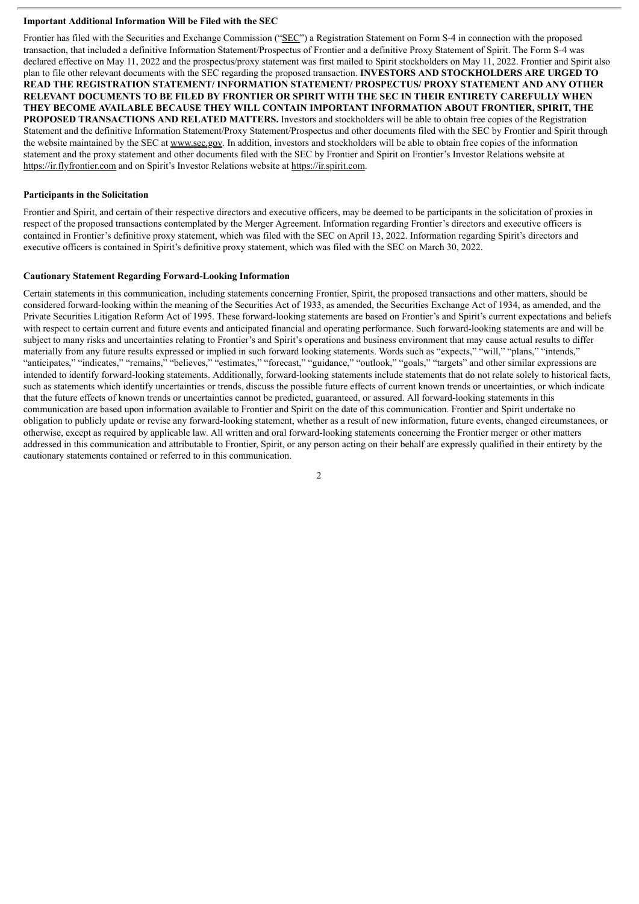**Important Additional Information Will be Filed with the SEC**

Frontier has filed with the Securities and Exchange Commission ("SEC") a Registration Statement on Form S-4 in connection with the proposed transaction, that included a definitive Information Statement/Prospectus of Frontier and a definitive Proxy Statement of Spirit. The Form S-4 was declared effective on May 11, 2022 and the prospectus/proxy statement was first mailed to Spirit stockholders on May 11, 2022. Frontier and Spirit also plan to file other relevant documents with the SEC regarding the proposed transaction. **INVESTORS AND STOCKHOLDERS ARE URGED TO READ THE REGISTRATION STATEMENT/ INFORMATION STATEMENT/ PROSPECTUS/ PROXY STATEMENT AND ANY OTHER RELEVANT DOCUMENTS TO BE FILED BY FRONTIER OR SPIRIT WITH THE SEC IN THEIR ENTIRETY CAREFULLY WHEN THEY BECOME AVAILABLE BECAUSE THEY WILL CONTAIN IMPORTANT INFORMATION ABOUT FRONTIER, SPIRIT, THE PROPOSED TRANSACTIONS AND RELATED MATTERS.** Investors and stockholders will be able to obtain free copies of the Registration Statement and the definitive Information Statement/Proxy Statement/Prospectus and other documents filed with the SEC by Frontier and Spirit through the website maintained by the SEC at www.sec.gov. In addition, investors and stockholders will be able to obtain free copies of the information statement and the proxy statement and other documents filed with the SEC by Frontier and Spirit on Frontier's Investor Relations website at https://ir.flyfrontier.com and on Spirit's Investor Relations website at https://ir.spirit.com.

**Participants in the Solicitation**

Frontier and Spirit, and certain of their respective directors and executive officers, may be deemed to be participants in the solicitation of proxies in respect of the proposed transactions contemplated by the Merger Agreement. Information regarding Frontier's directors and executive officers is contained in Frontier's definitive proxy statement, which was filed with the SEC on April 13, 2022. Information regarding Spirit's directors and executive officers is contained in Spirit's definitive proxy statement, which was filed with the SEC on March 30, 2022.

**Cautionary Statement Regarding Forward-Looking Information**

Certain statements in this communication, including statements concerning Frontier, Spirit, the proposed transactions and other matters, should be considered forward-looking within the meaning of the Securities Act of 1933, as amended, the Securities Exchange Act of 1934, as amended, and the Private Securities Litigation Reform Act of 1995. These forward-looking statements are based on Frontier's and Spirit's current expectations and beliefs with respect to certain current and future events and anticipated financial and operating performance. Such forward-looking statements are and will be subject to many risks and uncertainties relating to Frontier's and Spirit's operations and business environment that may cause actual results to differ materially from any future results expressed or implied in such forward looking statements. Words such as "expects," "will," "plans," "intends," "anticipates," "indicates," "remains," "believes," "estimates," "forecast," "guidance," "outlook," "goals," "targets" and other similar expressions are intended to identify forward-looking statements. Additionally, forward-looking statements include statements that do not relate solely to historical facts, such as statements which identify uncertainties or trends, discuss the possible future effects of current known trends or uncertainties, or which indicate that the future effects of known trends or uncertainties cannot be predicted, guaranteed, or assured. All forward-looking statements in this communication are based upon information available to Frontier and Spirit on the date of this communication. Frontier and Spirit undertake no obligation to publicly update or revise any forward-looking statement, whether as a result of new information, future events, changed circumstances, or otherwise, except as required by applicable law. All written and oral forward-looking statements concerning the Frontier merger or other matters addressed in this communication and attributable to Frontier, Spirit, or any person acting on their behalf are expressly qualified in their entirety by the cautionary statements contained or referred to in this communication.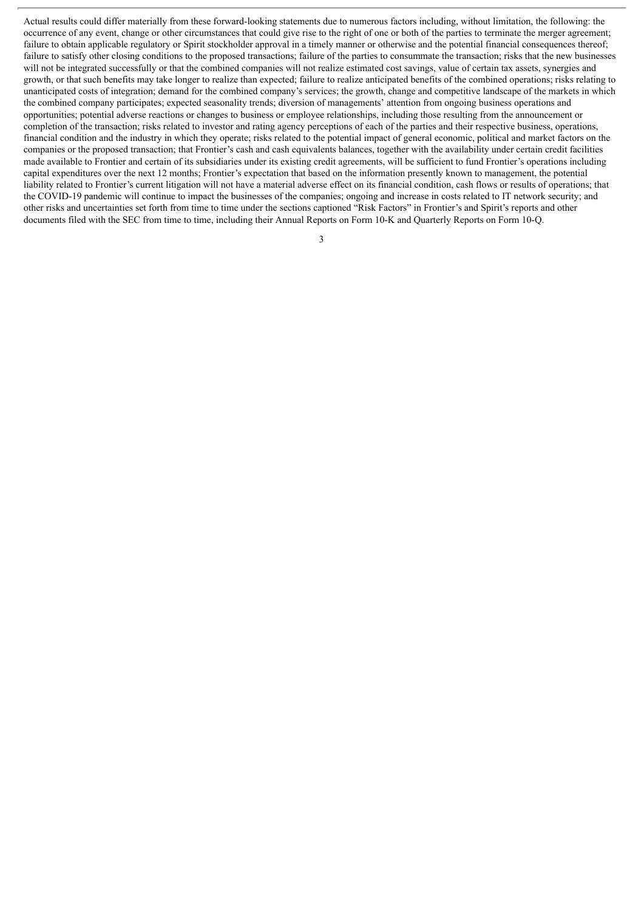Actual results could differ materially from these forward-looking statements due to numerous factors including, without limitation, the following: the occurrence of any event, change or other circumstances that could give rise to the right of one or both of the parties to terminate the merger agreement; failure to obtain applicable regulatory or Spirit stockholder approval in a timely manner or otherwise and the potential financial consequences thereof; failure to satisfy other closing conditions to the proposed transactions; failure of the parties to consummate the transaction; risks that the new businesses will not be integrated successfully or that the combined companies will not realize estimated cost savings, value of certain tax assets, synergies and growth, or that such benefits may take longer to realize than expected; failure to realize anticipated benefits of the combined operations; risks relating to unanticipated costs of integration; demand for the combined company's services; the growth, change and competitive landscape of the markets in which the combined company participates; expected seasonality trends; diversion of managements' attention from ongoing business operations and opportunities; potential adverse reactions or changes to business or employee relationships, including those resulting from the announcement or completion of the transaction; risks related to investor and rating agency perceptions of each of the parties and their respective business, operations, financial condition and the industry in which they operate; risks related to the potential impact of general economic, political and market factors on the companies or the proposed transaction; that Frontier's cash and cash equivalents balances, together with the availability under certain credit facilities made available to Frontier and certain of its subsidiaries under its existing credit agreements, will be sufficient to fund Frontier's operations including capital expenditures over the next 12 months; Frontier's expectation that based on the information presently known to management, the potential liability related to Frontier's current litigation will not have a material adverse effect on its financial condition, cash flows or results of operations; that the COVID-19 pandemic will continue to impact the businesses of the companies; ongoing and increase in costs related to IT network security; and other risks and uncertainties set forth from time to time under the sections captioned "Risk Factors" in Frontier's and Spirit's reports and other documents filed with the SEC from time to time, including their Annual Reports on Form 10-K and Quarterly Reports on Form 10-Q.